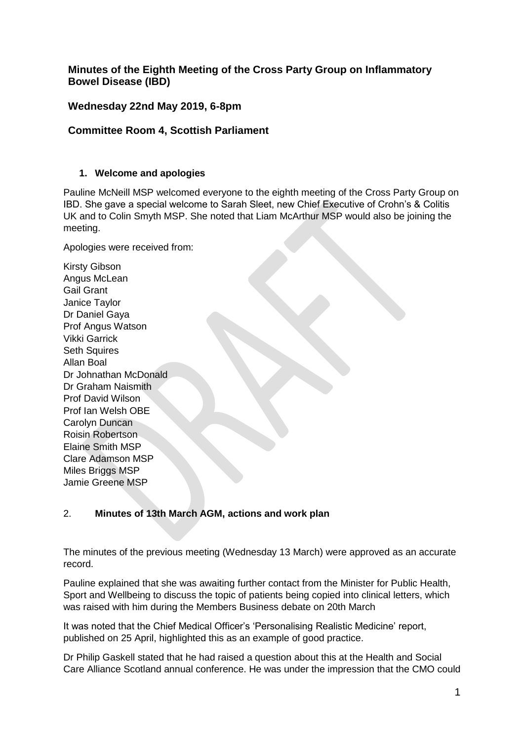# Minutes of the Eighth Meeting of the Cross Party Group on Inflammatory Bowel Disease (IBD)

## Wednesday 22nd May 2019, 6-8pm

## Committee Room 4, Scottish Parliament

### 1. Welcome and apologies

Pauline McNeill MSP welcomed everyone to the eighth meeting of the Cross Party Group on IBD. She gave a special welcome to Sarah Sleet, new Chief Executive of Crohn's & Colitis UK and to Colin Smyth MSP. She noted that Liam McArthur MSP would also be joining the meeting.

Apologies were received from:

Kirsty Gibson
Angus McLean
Gail Grant
Janice Taylor
Dr Daniel Gaya
Prof Angus Watson
Vikki Garrick
Seth Squires
Allan Boal
Dr Johnathan McDonald
Dr Graham Naismith
Prof David Wilson
Prof Ian Welsh OBE
Carolyn Duncan
Roisin Robertson
Elaine Smith MSP
Clare Adamson MSP
Miles Briggs MSP
Jamie Greene MSP

### 2. Minutes of 13th March AGM, actions and work plan

The minutes of the previous meeting (Wednesday 13 March) were approved as an accurate record.

Pauline explained that she was awaiting further contact from the Minister for Public Health, Sport and Wellbeing to discuss the topic of patients being copied into clinical letters, which was raised with him during the Members Business debate on 20th March

It was noted that the Chief Medical Officer's 'Personalising Realistic Medicine' report, published on 25 April, highlighted this as an example of good practice.

Dr Philip Gaskell stated that he had raised a question about this at the Health and Social Care Alliance Scotland annual conference. He was under the impression that the CMO could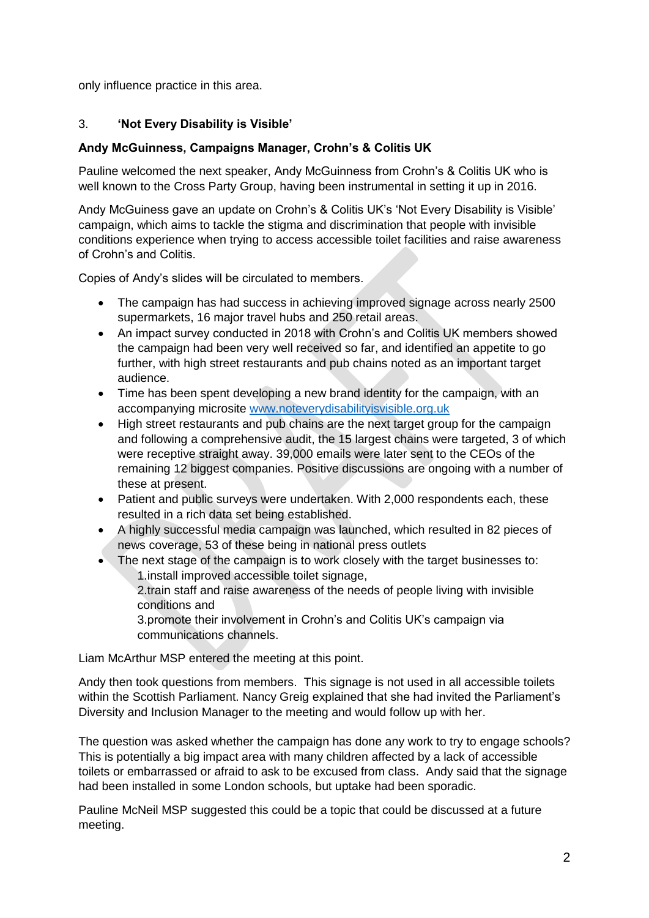only influence practice in this area.

3. **'Not Every Disability is Visible'**

**Andy McGuinness, Campaigns Manager, Crohn's & Colitis UK**

Pauline welcomed the next speaker, Andy McGuinness from Crohn's & Colitis UK who is well known to the Cross Party Group, having been instrumental in setting it up in 2016.

Andy McGuiness gave an update on Crohn's & Colitis UK's 'Not Every Disability is Visible' campaign, which aims to tackle the stigma and discrimination that people with invisible conditions experience when trying to access accessible toilet facilities and raise awareness of Crohn's and Colitis.

Copies of Andy's slides will be circulated to members.

- The campaign has had success in achieving improved signage across nearly 2500 supermarkets, 16 major travel hubs and 250 retail areas.
- An impact survey conducted in 2018 with Crohn's and Colitis UK members showed the campaign had been very well received so far, and identified an appetite to go further, with high street restaurants and pub chains noted as an important target audience.
- Time has been spent developing a new brand identity for the campaign, with an accompanying microsite www.noteverydisabilityisvisible.org.uk
- High street restaurants and pub chains are the next target group for the campaign and following a comprehensive audit, the 15 largest chains were targeted, 3 of which were receptive straight away. 39,000 emails were later sent to the CEOs of the remaining 12 biggest companies. Positive discussions are ongoing with a number of these at present.
- Patient and public surveys were undertaken. With 2,000 respondents each, these resulted in a rich data set being established.
- A highly successful media campaign was launched, which resulted in 82 pieces of news coverage, 53 of these being in national press outlets
- The next stage of the campaign is to work closely with the target businesses to:
  1.install improved accessible toilet signage,
  2.train staff and raise awareness of the needs of people living with invisible conditions and
  3.promote their involvement in Crohn's and Colitis UK's campaign via communications channels.

Liam McArthur MSP entered the meeting at this point.

Andy then took questions from members. This signage is not used in all accessible toilets within the Scottish Parliament. Nancy Greig explained that she had invited the Parliament's Diversity and Inclusion Manager to the meeting and would follow up with her.

The question was asked whether the campaign has done any work to try to engage schools? This is potentially a big impact area with many children affected by a lack of accessible toilets or embarrassed or afraid to ask to be excused from class. Andy said that the signage had been installed in some London schools, but uptake had been sporadic.

Pauline McNeil MSP suggested this could be a topic that could be discussed at a future meeting.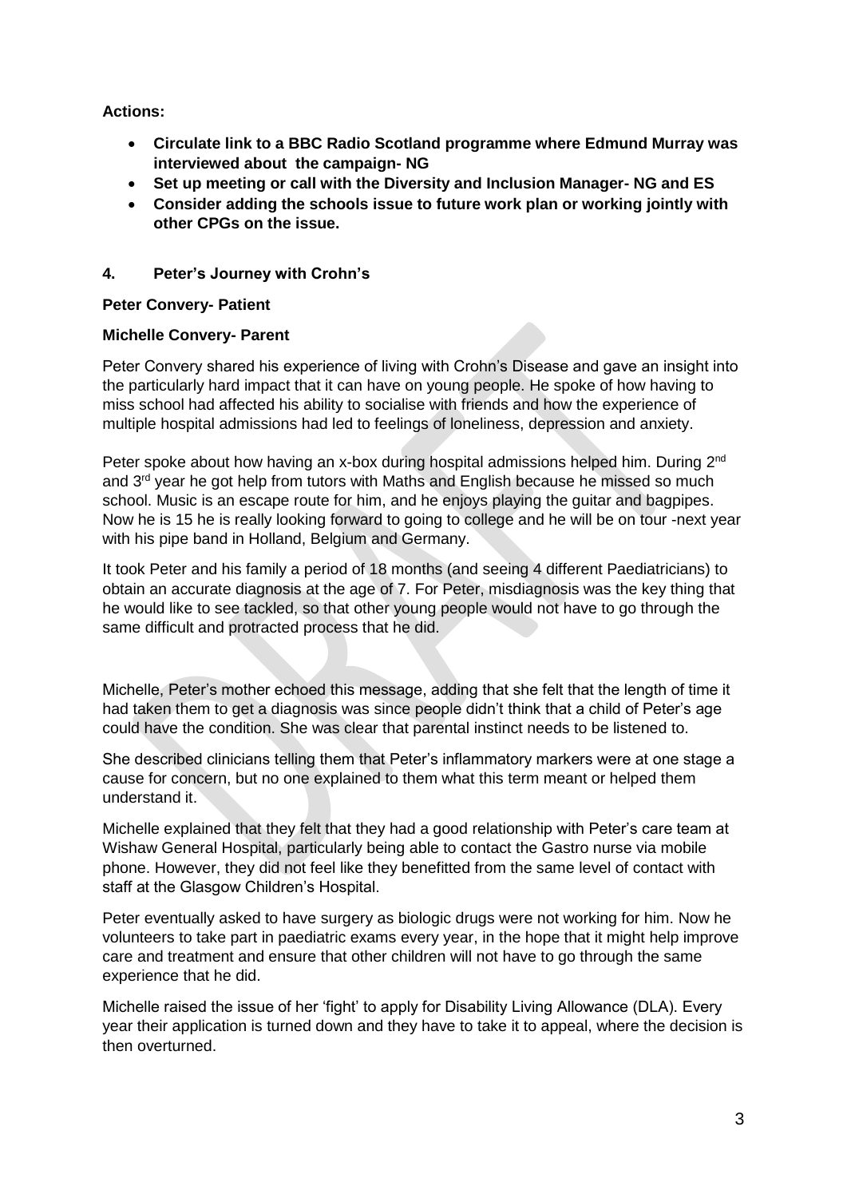**Actions:**

- **Circulate link to a BBC Radio Scotland programme where Edmund Murray was interviewed about the campaign- NG**
- **Set up meeting or call with the Diversity and Inclusion Manager- NG and ES**
- **Consider adding the schools issue to future work plan or working jointly with other CPGs on the issue.**

## 4. Peter's Journey with Crohn's

**Peter Convery- Patient**

**Michelle Convery- Parent**

Peter Convery shared his experience of living with Crohn's Disease and gave an insight into the particularly hard impact that it can have on young people. He spoke of how having to miss school had affected his ability to socialise with friends and how the experience of multiple hospital admissions had led to feelings of loneliness, depression and anxiety.

Peter spoke about how having an x-box during hospital admissions helped him. During 2nd and 3rd year he got help from tutors with Maths and English because he missed so much school. Music is an escape route for him, and he enjoys playing the guitar and bagpipes. Now he is 15 he is really looking forward to going to college and he will be on tour -next year with his pipe band in Holland, Belgium and Germany.

It took Peter and his family a period of 18 months (and seeing 4 different Paediatricians) to obtain an accurate diagnosis at the age of 7. For Peter, misdiagnosis was the key thing that he would like to see tackled, so that other young people would not have to go through the same difficult and protracted process that he did.

Michelle, Peter's mother echoed this message, adding that she felt that the length of time it had taken them to get a diagnosis was since people didn't think that a child of Peter's age could have the condition. She was clear that parental instinct needs to be listened to.

She described clinicians telling them that Peter's inflammatory markers were at one stage a cause for concern, but no one explained to them what this term meant or helped them understand it.

Michelle explained that they felt that they had a good relationship with Peter's care team at Wishaw General Hospital, particularly being able to contact the Gastro nurse via mobile phone. However, they did not feel like they benefitted from the same level of contact with staff at the Glasgow Children's Hospital.

Peter eventually asked to have surgery as biologic drugs were not working for him. Now he volunteers to take part in paediatric exams every year, in the hope that it might help improve care and treatment and ensure that other children will not have to go through the same experience that he did.

Michelle raised the issue of her 'fight' to apply for Disability Living Allowance (DLA). Every year their application is turned down and they have to take it to appeal, where the decision is then overturned.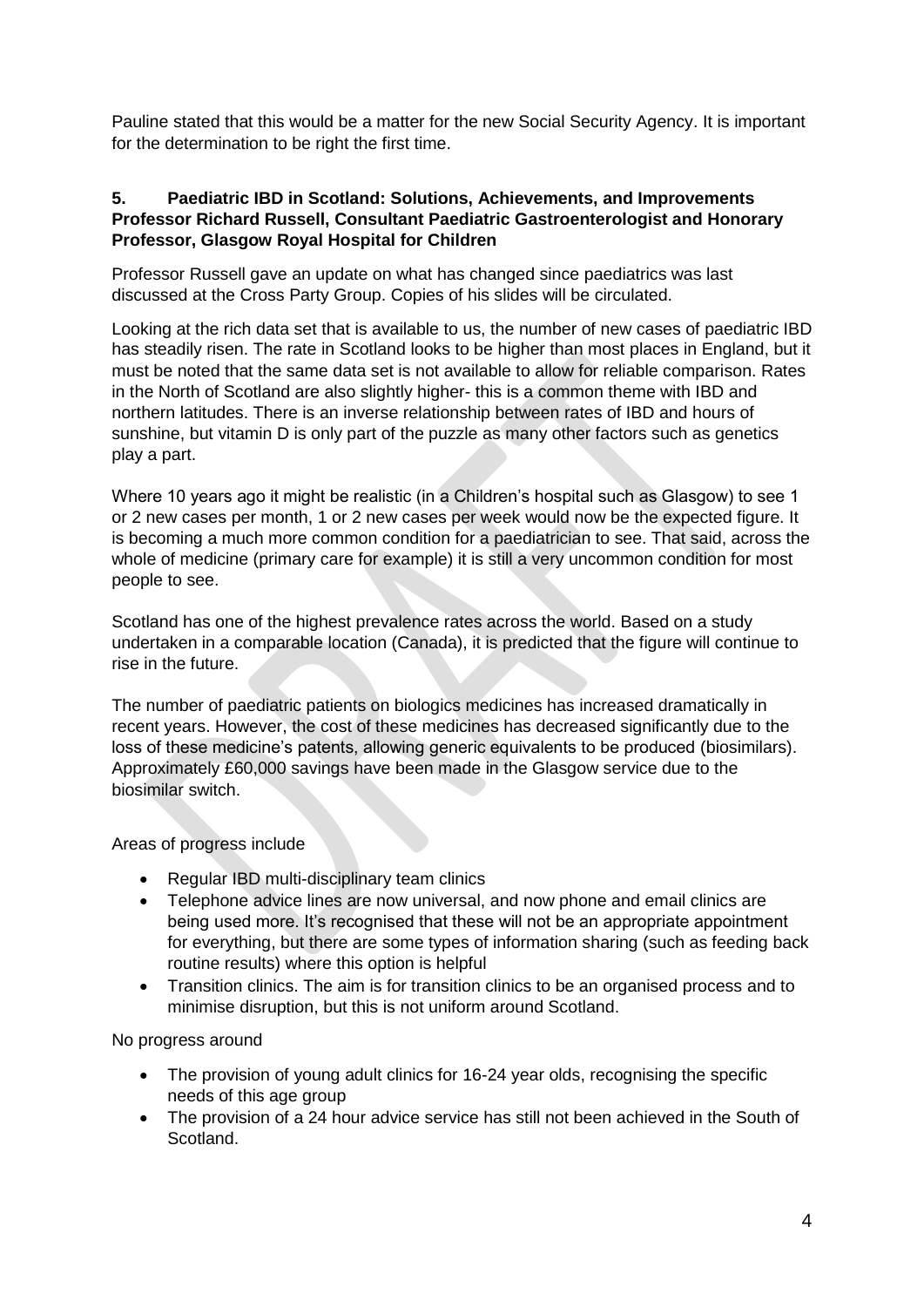Pauline stated that this would be a matter for the new Social Security Agency. It is important for the determination to be right the first time.

**5. Paediatric IBD in Scotland: Solutions, Achievements, and Improvements**
**Professor Richard Russell, Consultant Paediatric Gastroenterologist and Honorary Professor, Glasgow Royal Hospital for Children**

Professor Russell gave an update on what has changed since paediatrics was last discussed at the Cross Party Group. Copies of his slides will be circulated.

Looking at the rich data set that is available to us, the number of new cases of paediatric IBD has steadily risen. The rate in Scotland looks to be higher than most places in England, but it must be noted that the same data set is not available to allow for reliable comparison. Rates in the North of Scotland are also slightly higher- this is a common theme with IBD and northern latitudes. There is an inverse relationship between rates of IBD and hours of sunshine, but vitamin D is only part of the puzzle as many other factors such as genetics play a part.

Where 10 years ago it might be realistic (in a Children's hospital such as Glasgow) to see 1 or 2 new cases per month, 1 or 2 new cases per week would now be the expected figure. It is becoming a much more common condition for a paediatrician to see. That said, across the whole of medicine (primary care for example) it is still a very uncommon condition for most people to see.

Scotland has one of the highest prevalence rates across the world. Based on a study undertaken in a comparable location (Canada), it is predicted that the figure will continue to rise in the future.

The number of paediatric patients on biologics medicines has increased dramatically in recent years. However, the cost of these medicines has decreased significantly due to the loss of these medicine's patents, allowing generic equivalents to be produced (biosimilars). Approximately £60,000 savings have been made in the Glasgow service due to the biosimilar switch.

Areas of progress include

- Regular IBD multi-disciplinary team clinics
- Telephone advice lines are now universal, and now phone and email clinics are being used more. It's recognised that these will not be an appropriate appointment for everything, but there are some types of information sharing (such as feeding back routine results) where this option is helpful
- Transition clinics. The aim is for transition clinics to be an organised process and to minimise disruption, but this is not uniform around Scotland.

No progress around

- The provision of young adult clinics for 16-24 year olds, recognising the specific needs of this age group
- The provision of a 24 hour advice service has still not been achieved in the South of Scotland.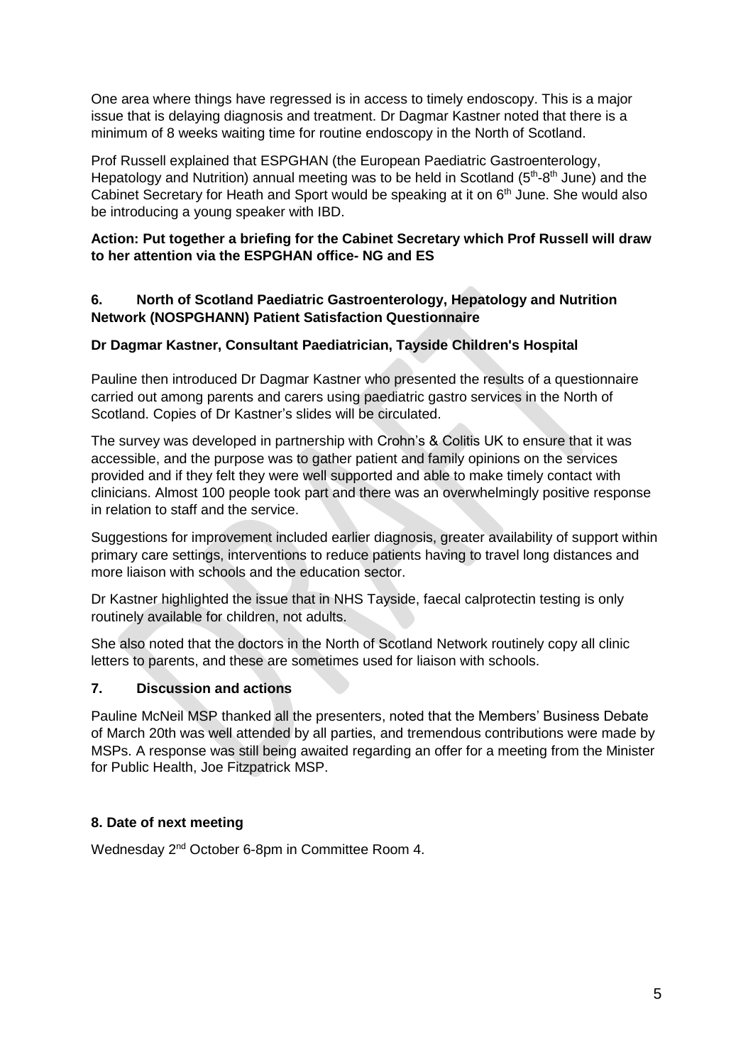One area where things have regressed is in access to timely endoscopy. This is a major issue that is delaying diagnosis and treatment. Dr Dagmar Kastner noted that there is a minimum of 8 weeks waiting time for routine endoscopy in the North of Scotland.

Prof Russell explained that ESPGHAN (the European Paediatric Gastroenterology, Hepatology and Nutrition) annual meeting was to be held in Scotland (5th-8th June) and the Cabinet Secretary for Heath and Sport would be speaking at it on 6th June. She would also be introducing a young speaker with IBD.

**Action: Put together a briefing for the Cabinet Secretary which Prof Russell will draw to her attention via the ESPGHAN office- NG and ES**

## 6. North of Scotland Paediatric Gastroenterology, Hepatology and Nutrition Network (NOSPGHANN) Patient Satisfaction Questionnaire

**Dr Dagmar Kastner, Consultant Paediatrician, Tayside Children's Hospital**

Pauline then introduced Dr Dagmar Kastner who presented the results of a questionnaire carried out among parents and carers using paediatric gastro services in the North of Scotland. Copies of Dr Kastner's slides will be circulated.

The survey was developed in partnership with Crohn's & Colitis UK to ensure that it was accessible, and the purpose was to gather patient and family opinions on the services provided and if they felt they were well supported and able to make timely contact with clinicians. Almost 100 people took part and there was an overwhelmingly positive response in relation to staff and the service.

Suggestions for improvement included earlier diagnosis, greater availability of support within primary care settings, interventions to reduce patients having to travel long distances and more liaison with schools and the education sector.

Dr Kastner highlighted the issue that in NHS Tayside, faecal calprotectin testing is only routinely available for children, not adults.

She also noted that the doctors in the North of Scotland Network routinely copy all clinic letters to parents, and these are sometimes used for liaison with schools.

## 7. Discussion and actions

Pauline McNeil MSP thanked all the presenters, noted that the Members' Business Debate of March 20th was well attended by all parties, and tremendous contributions were made by MSPs. A response was still being awaited regarding an offer for a meeting from the Minister for Public Health, Joe Fitzpatrick MSP.

## 8. Date of next meeting

Wednesday 2nd October 6-8pm in Committee Room 4.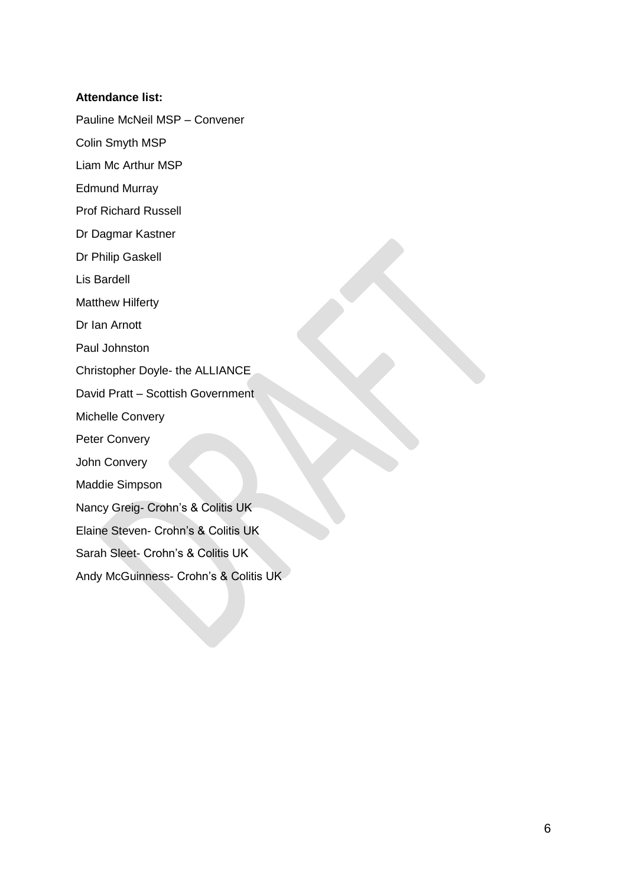**Attendance list:**

Pauline McNeil MSP – Convener

Colin Smyth MSP

Liam Mc Arthur MSP

Edmund Murray

Prof Richard Russell

Dr Dagmar Kastner

Dr Philip Gaskell

Lis Bardell

Matthew Hilferty

Dr Ian Arnott

Paul Johnston

Christopher Doyle- the ALLIANCE

David Pratt – Scottish Government

Michelle Convery

Peter Convery

John Convery

Maddie Simpson

Nancy Greig- Crohn's & Colitis UK

Elaine Steven- Crohn's & Colitis UK

Sarah Sleet- Crohn's & Colitis UK

Andy McGuinness- Crohn's & Colitis UK